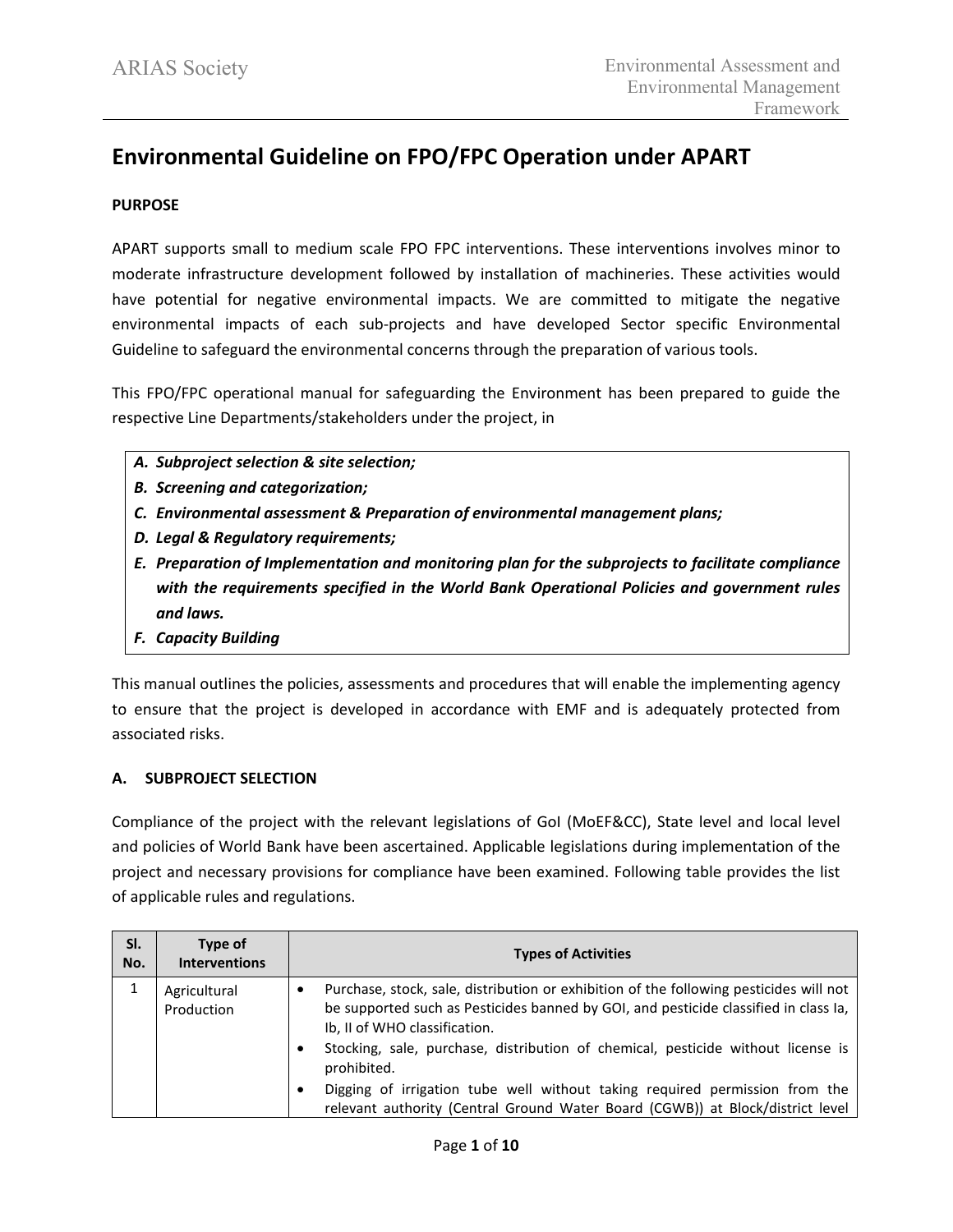# Environmental Guideline on FPO/FPC Operation under APART

**PURPOSE**

APART supports small to medium scale FPO FPC interventions. These interventions involves minor to moderate infrastructure development followed by installation of machineries. These activities would have potential for negative environmental impacts. We are committed to mitigate the negative environmental impacts of each sub-projects and have developed Sector specific Environmental Guideline to safeguard the environmental concerns through the preparation of various tools.

This FPO/FPC operational manual for safeguarding the Environment has been prepared to guide the respective Line Departments/stakeholders under the project, in

- ***A. Subproject selection & site selection;***
- ***B. Screening and categorization;***
- ***C. Environmental assessment & Preparation of environmental management plans;***
- ***D. Legal & Regulatory requirements;***
- ***E. Preparation of Implementation and monitoring plan for the subprojects to facilitate compliance with the requirements specified in the World Bank Operational Policies and government rules and laws.***
- ***F. Capacity Building***

This manual outlines the policies, assessments and procedures that will enable the implementing agency to ensure that the project is developed in accordance with EMF and is adequately protected from associated risks.

## A. SUBPROJECT SELECTION

Compliance of the project with the relevant legislations of GoI (MoEF&CC), State level and local level and policies of World Bank have been ascertained. Applicable legislations during implementation of the project and necessary provisions for compliance have been examined. Following table provides the list of applicable rules and regulations.

| Sl. No. | Type of Interventions | Types of Activities |
|---|---|---|
| 1 | Agricultural Production | • Purchase, stock, sale, distribution or exhibition of the following pesticides will not be supported such as Pesticides banned by GOI, and pesticide classified in class Ia, Ib, II of WHO classification.<br>• Stocking, sale, purchase, distribution of chemical, pesticide without license is prohibited.<br>• Digging of irrigation tube well without taking required permission from the relevant authority (Central Ground Water Board (CGWB)) at Block/district level |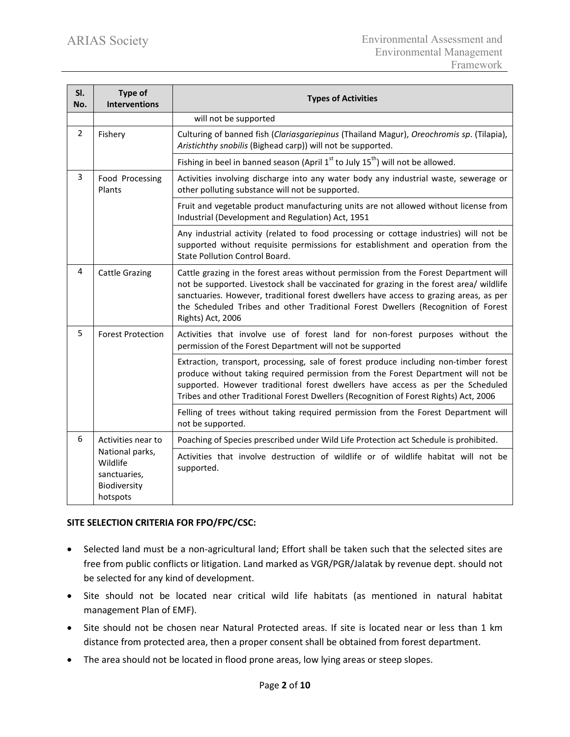| Sl. No. | Type of Interventions | Types of Activities |
|---|---|---|
| | | will not be supported |
| 2 | Fishery | Culturing of banned fish (*Clariasgariepinus* (Thailand Magur), *Oreochromis sp*. (Tilapia), *Aristichthy snobilis* (Bighead carp)) will not be supported. |
| | | Fishing in beel in banned season (April 1$^{st}$ to July 15$^{th}$) will not be allowed. |
| 3 | Food Processing Plants | Activities involving discharge into any water body any industrial waste, sewerage or other polluting substance will not be supported. |
| | | Fruit and vegetable product manufacturing units are not allowed without license from Industrial (Development and Regulation) Act, 1951 |
| | | Any industrial activity (related to food processing or cottage industries) will not be supported without requisite permissions for establishment and operation from the State Pollution Control Board. |
| 4 | Cattle Grazing | Cattle grazing in the forest areas without permission from the Forest Department will not be supported. Livestock shall be vaccinated for grazing in the forest area/ wildlife sanctuaries. However, traditional forest dwellers have access to grazing areas, as per the Scheduled Tribes and other Traditional Forest Dwellers (Recognition of Forest Rights) Act, 2006 |
| 5 | Forest Protection | Activities that involve use of forest land for non-forest purposes without the permission of the Forest Department will not be supported |
| | | Extraction, transport, processing, sale of forest produce including non-timber forest produce without taking required permission from the Forest Department will not be supported. However traditional forest dwellers have access as per the Scheduled Tribes and other Traditional Forest Dwellers (Recognition of Forest Rights) Act, 2006 |
| | | Felling of trees without taking required permission from the Forest Department will not be supported. |
| 6 | Activities near to National parks, Wildlife sanctuaries, Biodiversity hotspots | Poaching of Species prescribed under Wild Life Protection act Schedule is prohibited. |
| | | Activities that involve destruction of wildlife or of wildlife habitat will not be supported. |

**SITE SELECTION CRITERIA FOR FPO/FPC/CSC:**

- Selected land must be a non-agricultural land; Effort shall be taken such that the selected sites are free from public conflicts or litigation. Land marked as VGR/PGR/Jalatak by revenue dept. should not be selected for any kind of development.
- Site should not be located near critical wild life habitats (as mentioned in natural habitat management Plan of EMF).
- Site should not be chosen near Natural Protected areas. If site is located near or less than 1 km distance from protected area, then a proper consent shall be obtained from forest department.
- The area should not be located in flood prone areas, low lying areas or steep slopes.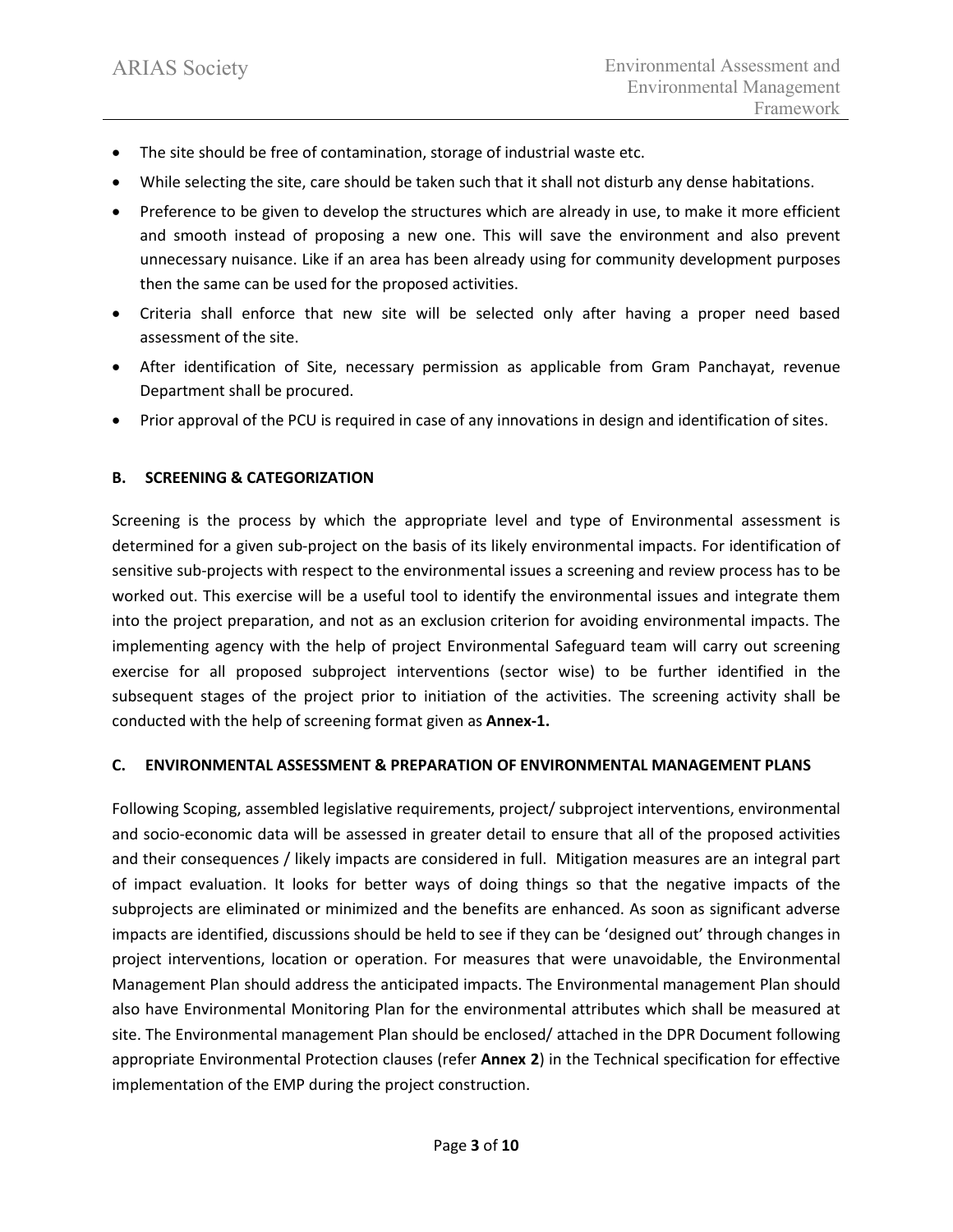- The site should be free of contamination, storage of industrial waste etc.
- While selecting the site, care should be taken such that it shall not disturb any dense habitations.
- Preference to be given to develop the structures which are already in use, to make it more efficient and smooth instead of proposing a new one. This will save the environment and also prevent unnecessary nuisance. Like if an area has been already using for community development purposes then the same can be used for the proposed activities.
- Criteria shall enforce that new site will be selected only after having a proper need based assessment of the site.
- After identification of Site, necessary permission as applicable from Gram Panchayat, revenue Department shall be procured.
- Prior approval of the PCU is required in case of any innovations in design and identification of sites.

### B. SCREENING & CATEGORIZATION

Screening is the process by which the appropriate level and type of Environmental assessment is determined for a given sub-project on the basis of its likely environmental impacts. For identification of sensitive sub-projects with respect to the environmental issues a screening and review process has to be worked out. This exercise will be a useful tool to identify the environmental issues and integrate them into the project preparation, and not as an exclusion criterion for avoiding environmental impacts. The implementing agency with the help of project Environmental Safeguard team will carry out screening exercise for all proposed subproject interventions (sector wise) to be further identified in the subsequent stages of the project prior to initiation of the activities. The screening activity shall be conducted with the help of screening format given as **Annex-1.**

### C. ENVIRONMENTAL ASSESSMENT & PREPARATION OF ENVIRONMENTAL MANAGEMENT PLANS

Following Scoping, assembled legislative requirements, project/ subproject interventions, environmental and socio-economic data will be assessed in greater detail to ensure that all of the proposed activities and their consequences / likely impacts are considered in full. Mitigation measures are an integral part of impact evaluation. It looks for better ways of doing things so that the negative impacts of the subprojects are eliminated or minimized and the benefits are enhanced. As soon as significant adverse impacts are identified, discussions should be held to see if they can be 'designed out' through changes in project interventions, location or operation. For measures that were unavoidable, the Environmental Management Plan should address the anticipated impacts. The Environmental management Plan should also have Environmental Monitoring Plan for the environmental attributes which shall be measured at site. The Environmental management Plan should be enclosed/ attached in the DPR Document following appropriate Environmental Protection clauses (refer **Annex 2**) in the Technical specification for effective implementation of the EMP during the project construction.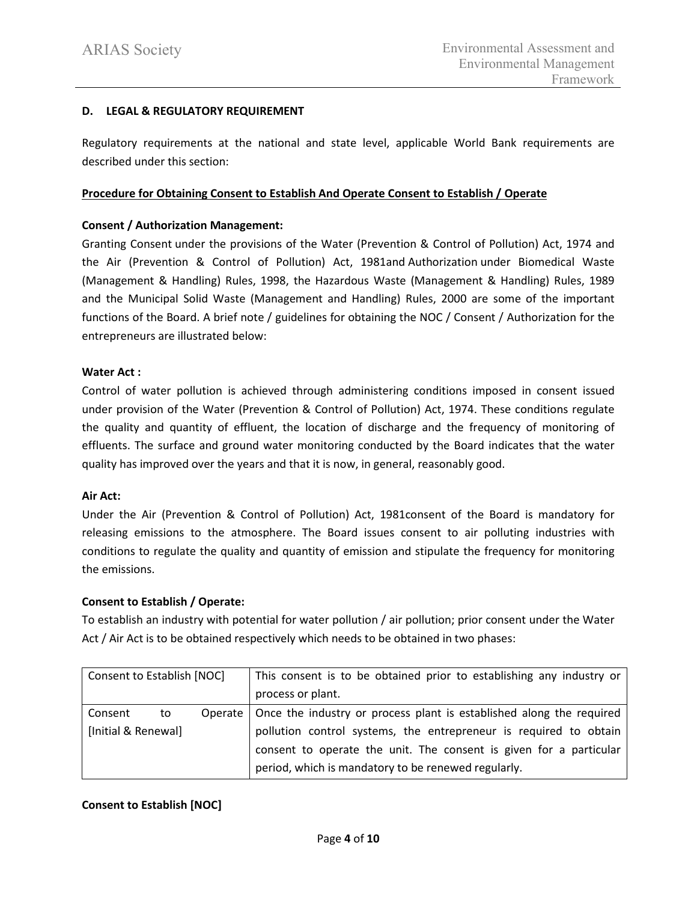### D. LEGAL & REGULATORY REQUIREMENT

Regulatory requirements at the national and state level, applicable World Bank requirements are described under this section:

**Procedure for Obtaining Consent to Establish And Operate Consent to Establish / Operate**

**Consent / Authorization Management:**

Granting Consent under the provisions of the Water (Prevention & Control of Pollution) Act, 1974 and the Air (Prevention & Control of Pollution) Act, 1981and Authorization under Biomedical Waste (Management & Handling) Rules, 1998, the Hazardous Waste (Management & Handling) Rules, 1989 and the Municipal Solid Waste (Management and Handling) Rules, 2000 are some of the important functions of the Board. A brief note / guidelines for obtaining the NOC / Consent / Authorization for the entrepreneurs are illustrated below:

**Water Act :**

Control of water pollution is achieved through administering conditions imposed in consent issued under provision of the Water (Prevention & Control of Pollution) Act, 1974. These conditions regulate the quality and quantity of effluent, the location of discharge and the frequency of monitoring of effluents. The surface and ground water monitoring conducted by the Board indicates that the water quality has improved over the years and that it is now, in general, reasonably good.

**Air Act:**

Under the Air (Prevention & Control of Pollution) Act, 1981consent of the Board is mandatory for releasing emissions to the atmosphere. The Board issues consent to air polluting industries with conditions to regulate the quality and quantity of emission and stipulate the frequency for monitoring the emissions.

**Consent to Establish / Operate:**

To establish an industry with potential for water pollution / air pollution; prior consent under the Water Act / Air Act is to be obtained respectively which needs to be obtained in two phases:

| | |
|---|---|
| Consent to Establish [NOC] | This consent is to be obtained prior to establishing any industry or process or plant. |
| Consent to Operate [Initial & Renewal] | Once the industry or process plant is established along the required pollution control systems, the entrepreneur is required to obtain consent to operate the unit. The consent is given for a particular period, which is mandatory to be renewed regularly. |

**Consent to Establish [NOC]**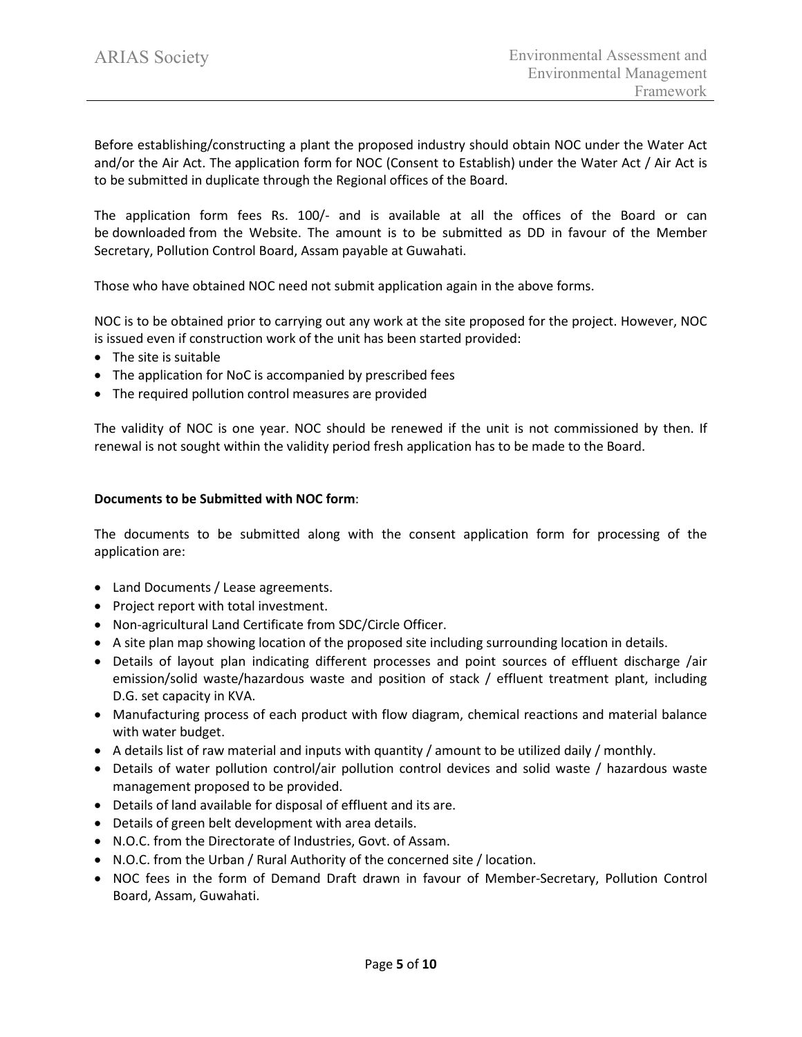Before establishing/constructing a plant the proposed industry should obtain NOC under the Water Act and/or the Air Act. The application form for NOC (Consent to Establish) under the Water Act / Air Act is to be submitted in duplicate through the Regional offices of the Board.

The application form fees Rs. 100/- and is available at all the offices of the Board or can be downloaded from the Website. The amount is to be submitted as DD in favour of the Member Secretary, Pollution Control Board, Assam payable at Guwahati.

Those who have obtained NOC need not submit application again in the above forms.

NOC is to be obtained prior to carrying out any work at the site proposed for the project. However, NOC is issued even if construction work of the unit has been started provided:

- The site is suitable
- The application for NoC is accompanied by prescribed fees
- The required pollution control measures are provided

The validity of NOC is one year. NOC should be renewed if the unit is not commissioned by then. If renewal is not sought within the validity period fresh application has to be made to the Board.

**Documents to be Submitted with NOC form**:

The documents to be submitted along with the consent application form for processing of the application are:

- Land Documents / Lease agreements.
- Project report with total investment.
- Non-agricultural Land Certificate from SDC/Circle Officer.
- A site plan map showing location of the proposed site including surrounding location in details.
- Details of layout plan indicating different processes and point sources of effluent discharge /air emission/solid waste/hazardous waste and position of stack / effluent treatment plant, including D.G. set capacity in KVA.
- Manufacturing process of each product with flow diagram, chemical reactions and material balance with water budget.
- A details list of raw material and inputs with quantity / amount to be utilized daily / monthly.
- Details of water pollution control/air pollution control devices and solid waste / hazardous waste management proposed to be provided.
- Details of land available for disposal of effluent and its are.
- Details of green belt development with area details.
- N.O.C. from the Directorate of Industries, Govt. of Assam.
- N.O.C. from the Urban / Rural Authority of the concerned site / location.
- NOC fees in the form of Demand Draft drawn in favour of Member-Secretary, Pollution Control Board, Assam, Guwahati.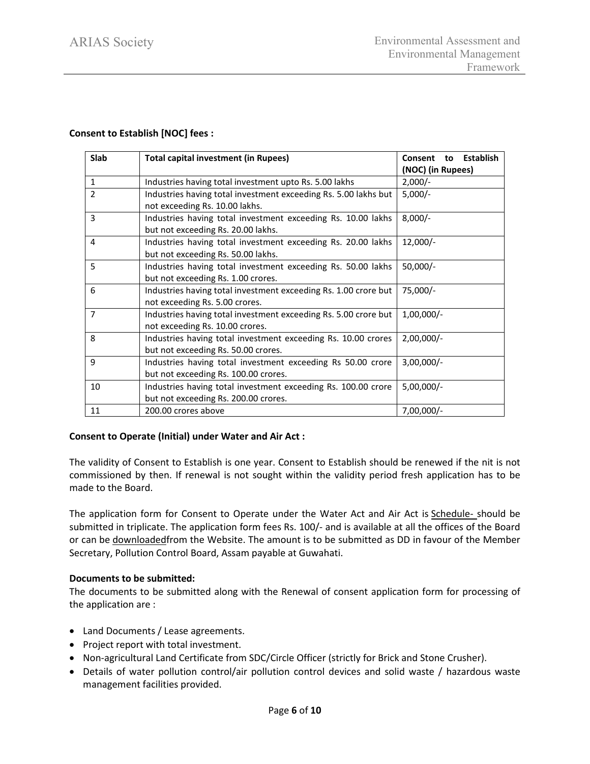**Consent to Establish [NOC] fees :**

| Slab | Total capital investment (in Rupees) | Consent to Establish (NOC) (in Rupees) |
|---|---|---|
| 1 | Industries having total investment upto Rs. 5.00 lakhs | 2,000/- |
| 2 | Industries having total investment exceeding Rs. 5.00 lakhs but not exceeding Rs. 10.00 lakhs. | 5,000/- |
| 3 | Industries having total investment exceeding Rs. 10.00 lakhs but not exceeding Rs. 20.00 lakhs. | 8,000/- |
| 4 | Industries having total investment exceeding Rs. 20.00 lakhs but not exceeding Rs. 50.00 lakhs. | 12,000/- |
| 5 | Industries having total investment exceeding Rs. 50.00 lakhs but not exceeding Rs. 1.00 crores. | 50,000/- |
| 6 | Industries having total investment exceeding Rs. 1.00 crore but not exceeding Rs. 5.00 crores. | 75,000/- |
| 7 | Industries having total investment exceeding Rs. 5.00 crore but not exceeding Rs. 10.00 crores. | 1,00,000/- |
| 8 | Industries having total investment exceeding Rs. 10.00 crores but not exceeding Rs. 50.00 crores. | 2,00,000/- |
| 9 | Industries having total investment exceeding Rs 50.00 crore but not exceeding Rs. 100.00 crores. | 3,00,000/- |
| 10 | Industries having total investment exceeding Rs. 100.00 crore but not exceeding Rs. 200.00 crores. | 5,00,000/- |
| 11 | 200.00 crores above | 7,00,000/- |

**Consent to Operate (Initial) under Water and Air Act :**

The validity of Consent to Establish is one year. Consent to Establish should be renewed if the nit is not commissioned by then. If renewal is not sought within the validity period fresh application has to be made to the Board.

The application form for Consent to Operate under the Water Act and Air Act is Schedule- should be submitted in triplicate. The application form fees Rs. 100/- and is available at all the offices of the Board or can be downloadedfrom the Website. The amount is to be submitted as DD in favour of the Member Secretary, Pollution Control Board, Assam payable at Guwahati.

**Documents to be submitted:**

The documents to be submitted along with the Renewal of consent application form for processing of the application are :

- Land Documents / Lease agreements.
- Project report with total investment.
- Non-agricultural Land Certificate from SDC/Circle Officer (strictly for Brick and Stone Crusher).
- Details of water pollution control/air pollution control devices and solid waste / hazardous waste management facilities provided.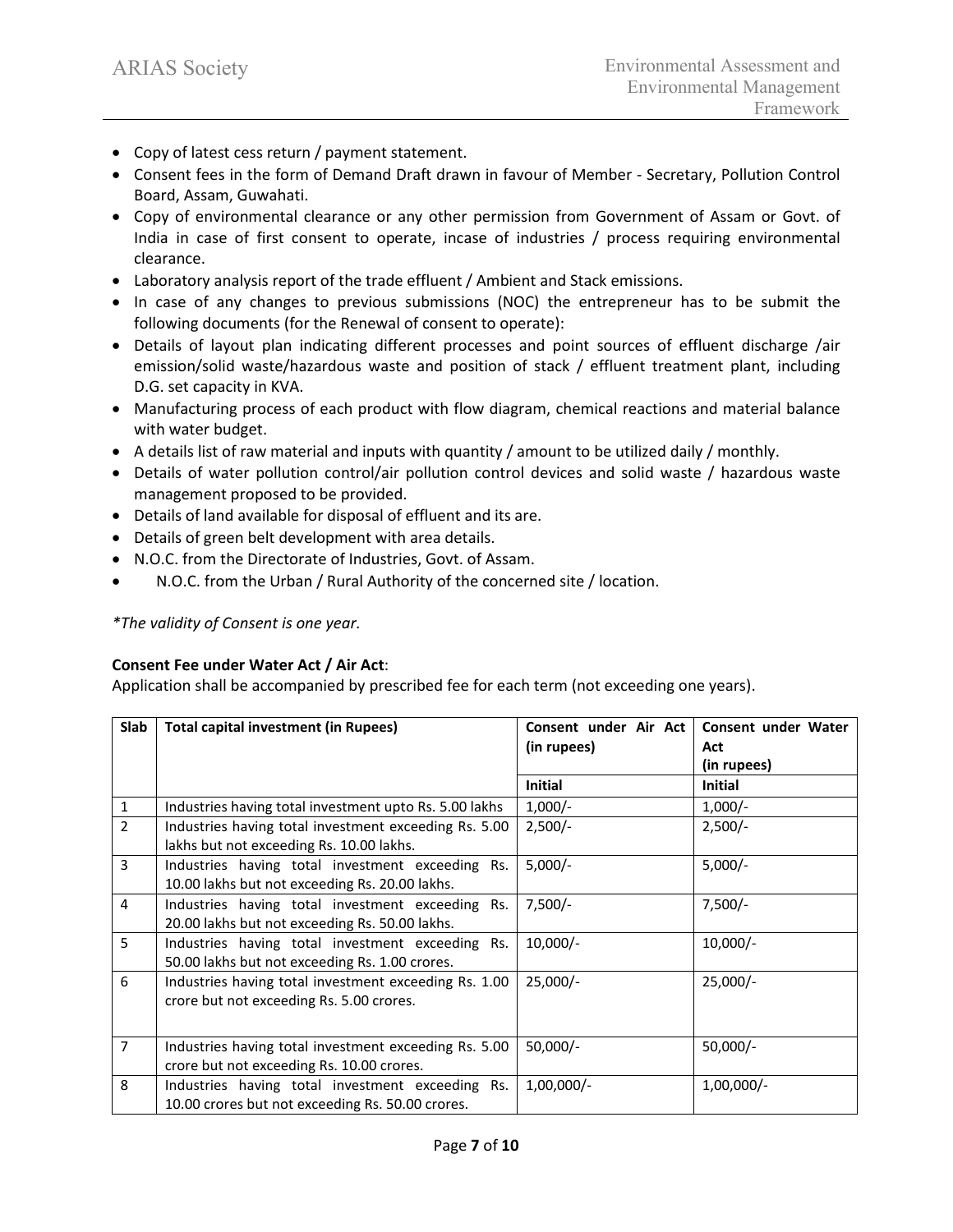- Copy of latest cess return / payment statement.
- Consent fees in the form of Demand Draft drawn in favour of Member - Secretary, Pollution Control Board, Assam, Guwahati.
- Copy of environmental clearance or any other permission from Government of Assam or Govt. of India in case of first consent to operate, incase of industries / process requiring environmental clearance.
- Laboratory analysis report of the trade effluent / Ambient and Stack emissions.
- In case of any changes to previous submissions (NOC) the entrepreneur has to be submit the following documents (for the Renewal of consent to operate):
- Details of layout plan indicating different processes and point sources of effluent discharge /air emission/solid waste/hazardous waste and position of stack / effluent treatment plant, including D.G. set capacity in KVA.
- Manufacturing process of each product with flow diagram, chemical reactions and material balance with water budget.
- A details list of raw material and inputs with quantity / amount to be utilized daily / monthly.
- Details of water pollution control/air pollution control devices and solid waste / hazardous waste management proposed to be provided.
- Details of land available for disposal of effluent and its are.
- Details of green belt development with area details.
- N.O.C. from the Directorate of Industries, Govt. of Assam.
- N.O.C. from the Urban / Rural Authority of the concerned site / location.

*\*The validity of Consent is one year.*

**Consent Fee under Water Act / Air Act**:
Application shall be accompanied by prescribed fee for each term (not exceeding one years).

| Slab | Total capital investment (in Rupees) | Consent under Air Act (in rupees) | Consent under Water Act (in rupees) |
|---|---|---|---|
| | | **Initial** | **Initial** |
| 1 | Industries having total investment upto Rs. 5.00 lakhs | 1,000/- | 1,000/- |
| 2 | Industries having total investment exceeding Rs. 5.00 lakhs but not exceeding Rs. 10.00 lakhs. | 2,500/- | 2,500/- |
| 3 | Industries having total investment exceeding Rs. 10.00 lakhs but not exceeding Rs. 20.00 lakhs. | 5,000/- | 5,000/- |
| 4 | Industries having total investment exceeding Rs. 20.00 lakhs but not exceeding Rs. 50.00 lakhs. | 7,500/- | 7,500/- |
| 5 | Industries having total investment exceeding Rs. 50.00 lakhs but not exceeding Rs. 1.00 crores. | 10,000/- | 10,000/- |
| 6 | Industries having total investment exceeding Rs. 1.00 crore but not exceeding Rs. 5.00 crores. | 25,000/- | 25,000/- |
| 7 | Industries having total investment exceeding Rs. 5.00 crore but not exceeding Rs. 10.00 crores. | 50,000/- | 50,000/- |
| 8 | Industries having total investment exceeding Rs. 10.00 crores but not exceeding Rs. 50.00 crores. | 1,00,000/- | 1,00,000/- |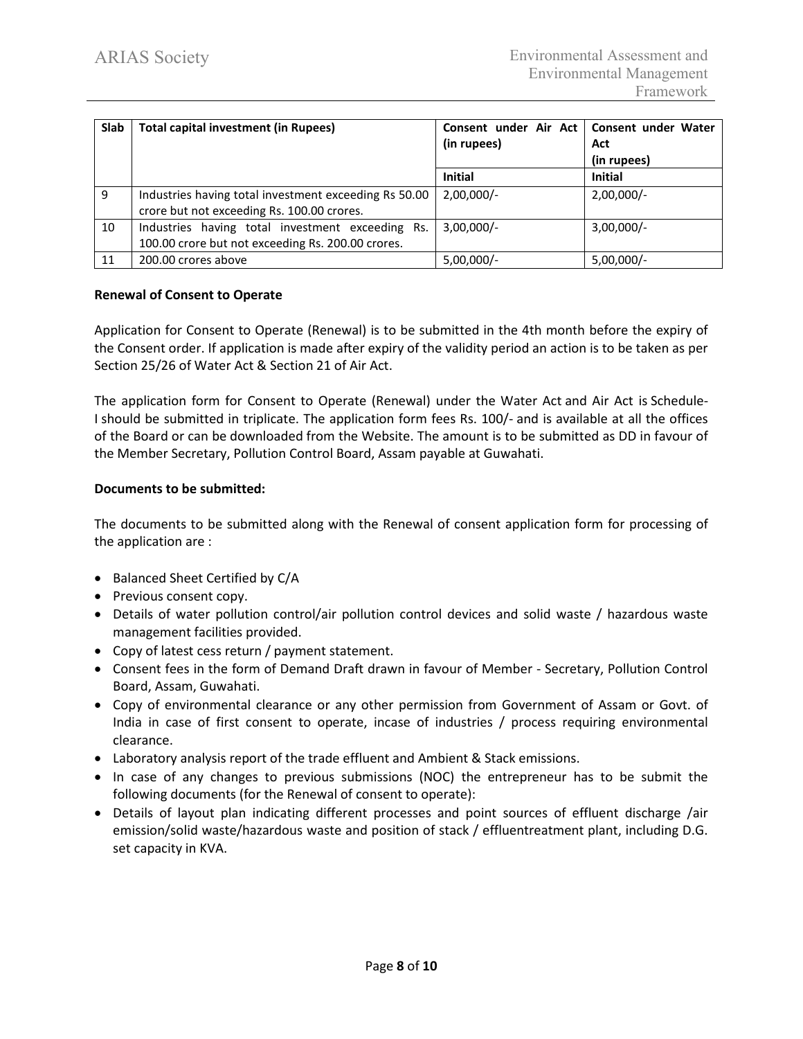| Slab | Total capital investment (in Rupees) | Consent under Air Act (in rupees) | Consent under Water Act (in rupees) |
|---|---|---|---|
| | | Initial | Initial |
| 9 | Industries having total investment exceeding Rs 50.00 crore but not exceeding Rs. 100.00 crores. | 2,00,000/- | 2,00,000/- |
| 10 | Industries having total investment exceeding Rs. 100.00 crore but not exceeding Rs. 200.00 crores. | 3,00,000/- | 3,00,000/- |
| 11 | 200.00 crores above | 5,00,000/- | 5,00,000/- |

**Renewal of Consent to Operate**

Application for Consent to Operate (Renewal) is to be submitted in the 4th month before the expiry of the Consent order. If application is made after expiry of the validity period an action is to be taken as per Section 25/26 of Water Act & Section 21 of Air Act.

The application form for Consent to Operate (Renewal) under the Water Act and Air Act is Schedule-I should be submitted in triplicate. The application form fees Rs. 100/- and is available at all the offices of the Board or can be downloaded from the Website. The amount is to be submitted as DD in favour of the Member Secretary, Pollution Control Board, Assam payable at Guwahati.

**Documents to be submitted:**

The documents to be submitted along with the Renewal of consent application form for processing of the application are :

- Balanced Sheet Certified by C/A
- Previous consent copy.
- Details of water pollution control/air pollution control devices and solid waste / hazardous waste management facilities provided.
- Copy of latest cess return / payment statement.
- Consent fees in the form of Demand Draft drawn in favour of Member - Secretary, Pollution Control Board, Assam, Guwahati.
- Copy of environmental clearance or any other permission from Government of Assam or Govt. of India in case of first consent to operate, incase of industries / process requiring environmental clearance.
- Laboratory analysis report of the trade effluent and Ambient & Stack emissions.
- In case of any changes to previous submissions (NOC) the entrepreneur has to be submit the following documents (for the Renewal of consent to operate):
- Details of layout plan indicating different processes and point sources of effluent discharge /air emission/solid waste/hazardous waste and position of stack / effluentreatment plant, including D.G. set capacity in KVA.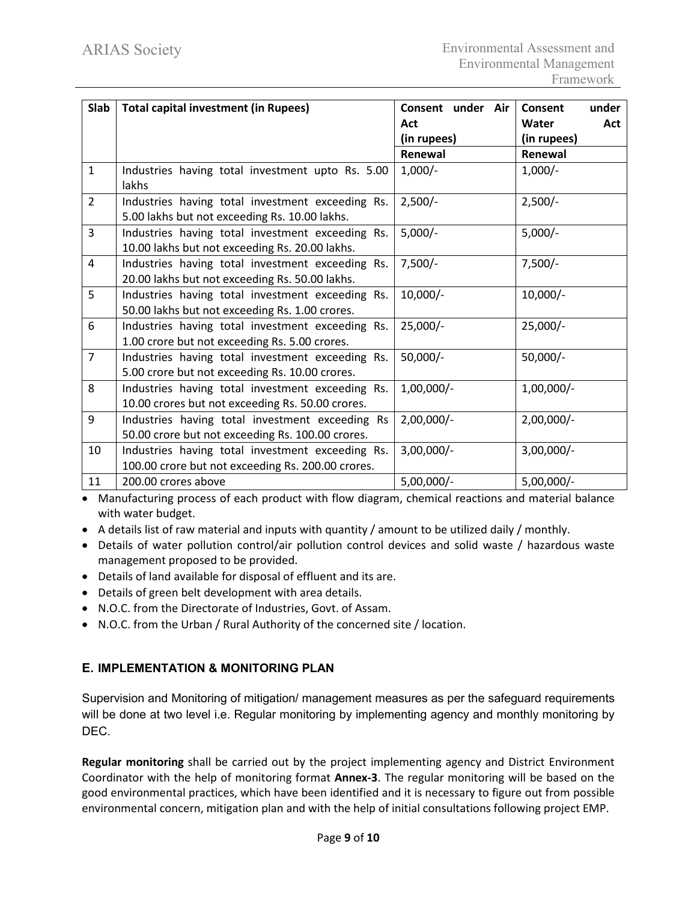| Slab | Total capital investment (in Rupees) | Consent under Air Act (in rupees) | Consent under Water Act (in rupees) |
|---|---|---|---|
| | | Renewal | Renewal |
| 1 | Industries having total investment upto Rs. 5.00 lakhs | 1,000/- | 1,000/- |
| 2 | Industries having total investment exceeding Rs. 5.00 lakhs but not exceeding Rs. 10.00 lakhs. | 2,500/- | 2,500/- |
| 3 | Industries having total investment exceeding Rs. 10.00 lakhs but not exceeding Rs. 20.00 lakhs. | 5,000/- | 5,000/- |
| 4 | Industries having total investment exceeding Rs. 20.00 lakhs but not exceeding Rs. 50.00 lakhs. | 7,500/- | 7,500/- |
| 5 | Industries having total investment exceeding Rs. 50.00 lakhs but not exceeding Rs. 1.00 crores. | 10,000/- | 10,000/- |
| 6 | Industries having total investment exceeding Rs. 1.00 crore but not exceeding Rs. 5.00 crores. | 25,000/- | 25,000/- |
| 7 | Industries having total investment exceeding Rs. 5.00 crore but not exceeding Rs. 10.00 crores. | 50,000/- | 50,000/- |
| 8 | Industries having total investment exceeding Rs. 10.00 crores but not exceeding Rs. 50.00 crores. | 1,00,000/- | 1,00,000/- |
| 9 | Industries having total investment exceeding Rs 50.00 crore but not exceeding Rs. 100.00 crores. | 2,00,000/- | 2,00,000/- |
| 10 | Industries having total investment exceeding Rs. 100.00 crore but not exceeding Rs. 200.00 crores. | 3,00,000/- | 3,00,000/- |
| 11 | 200.00 crores above | 5,00,000/- | 5,00,000/- |

- Manufacturing process of each product with flow diagram, chemical reactions and material balance with water budget.
- A details list of raw material and inputs with quantity / amount to be utilized daily / monthly.
- Details of water pollution control/air pollution control devices and solid waste / hazardous waste management proposed to be provided.
- Details of land available for disposal of effluent and its are.
- Details of green belt development with area details.
- N.O.C. from the Directorate of Industries, Govt. of Assam.
- N.O.C. from the Urban / Rural Authority of the concerned site / location.

## E. IMPLEMENTATION & MONITORING PLAN

Supervision and Monitoring of mitigation/ management measures as per the safeguard requirements will be done at two level i.e. Regular monitoring by implementing agency and monthly monitoring by DEC.

**Regular monitoring** shall be carried out by the project implementing agency and District Environment Coordinator with the help of monitoring format **Annex-3**. The regular monitoring will be based on the good environmental practices, which have been identified and it is necessary to figure out from possible environmental concern, mitigation plan and with the help of initial consultations following project EMP.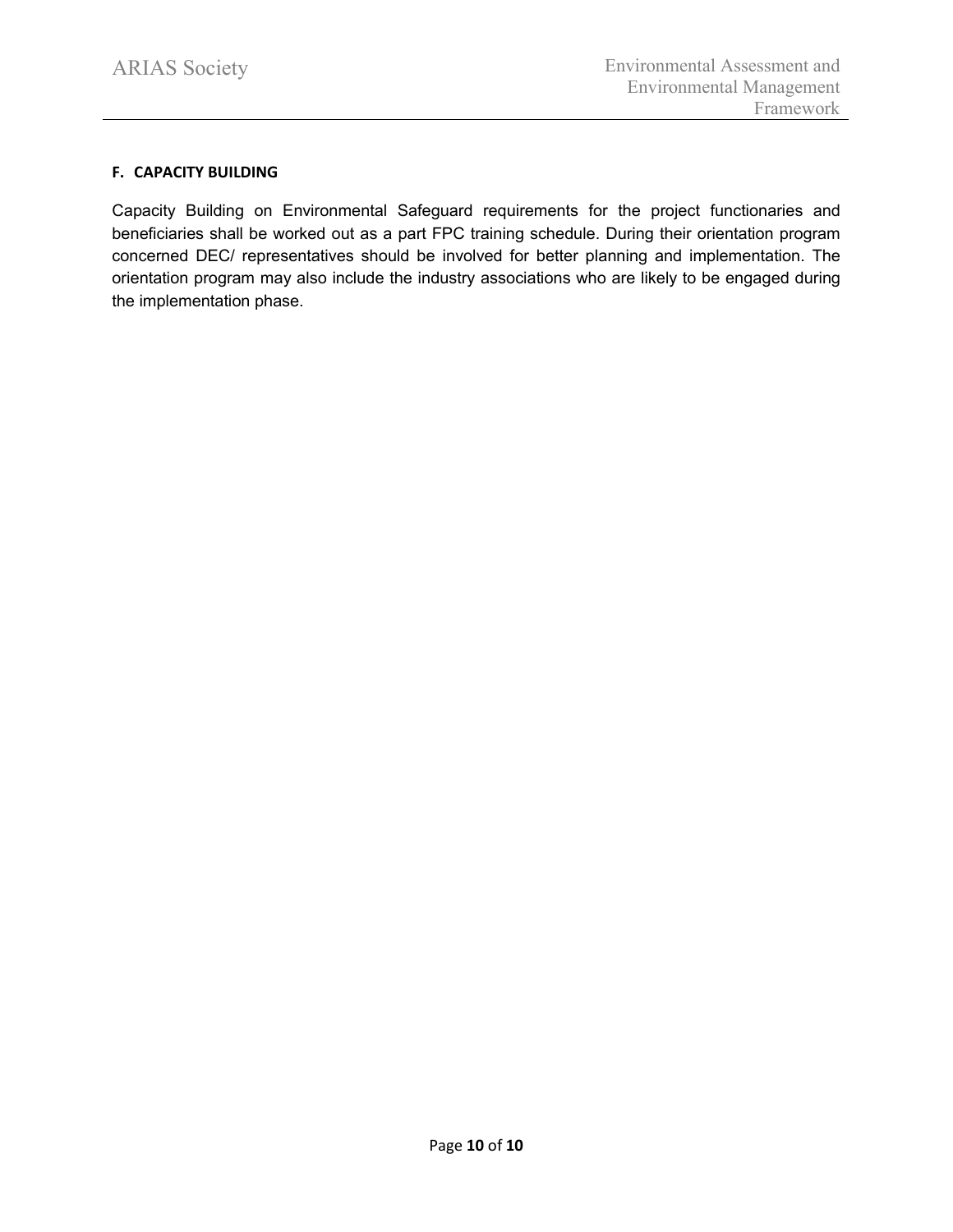#### F. CAPACITY BUILDING

Capacity Building on Environmental Safeguard requirements for the project functionaries and beneficiaries shall be worked out as a part FPC training schedule. During their orientation program concerned DEC/ representatives should be involved for better planning and implementation. The orientation program may also include the industry associations who are likely to be engaged during the implementation phase.